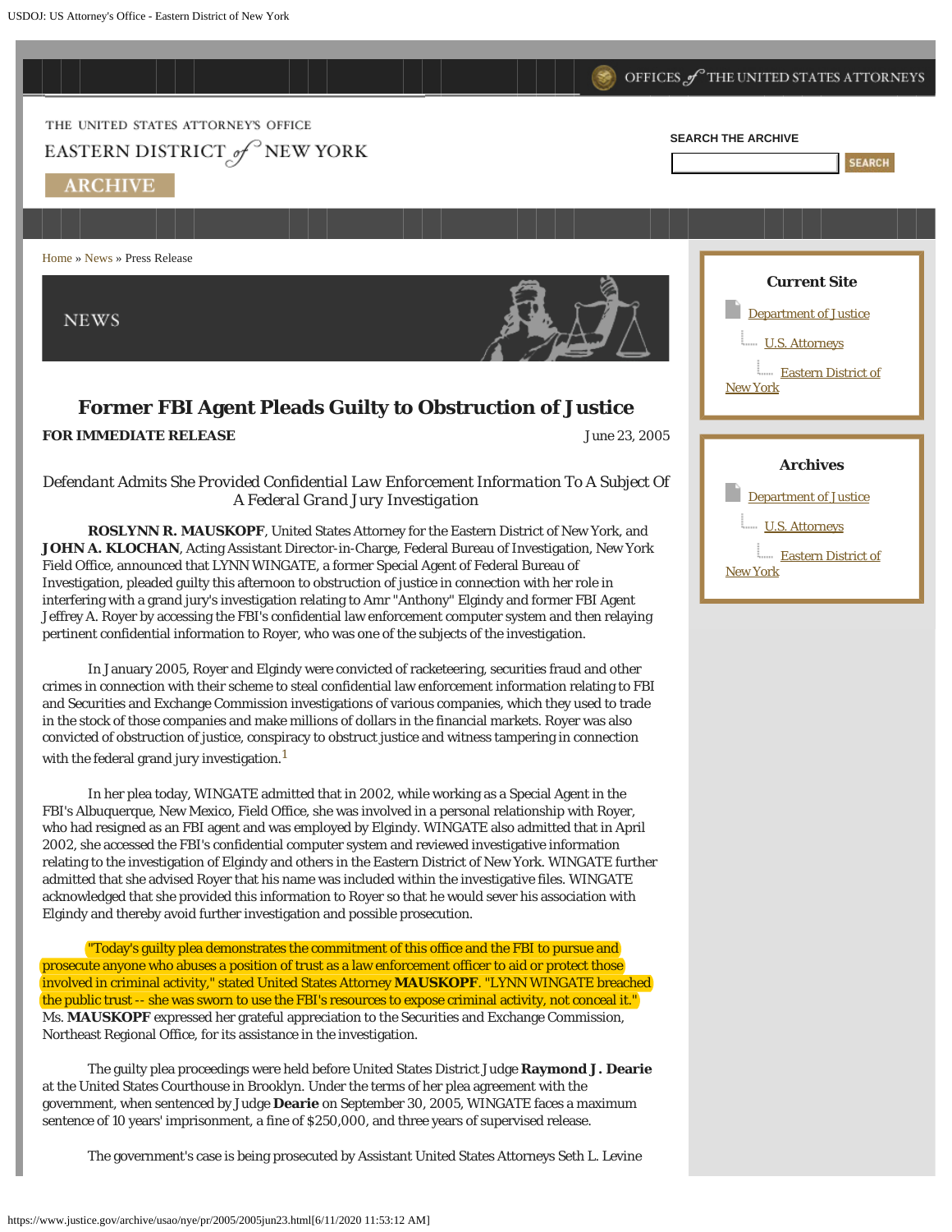THE UNITED STATES ATTORNEY'S OFFICE

EASTERN DISTRICT of NEW YORK

ARCHIVE

SEARCH THE ARCHIVE

Home » News » Press Release

NEWS

# Former FBI Agent Pleads Guilty to Obstruction of Justice

**FOR IMMEDIATE RELEASE** June 23, 2005

*Defendant Admits She Provided Confidential Law Enforcement Information To A Subject Of A Federal Grand Jury Investigation*

**ROSLYNN R. MAUSKOPF**, United States Attorney for the Eastern District of New York, and **JOHN A. KLOCHAN**, Acting Assistant Director-in-Charge, Federal Bureau of Investigation, New York Field Office, announced that LYNN WINGATE, a former Special Agent of Federal Bureau of Investigation, pleaded guilty this afternoon to obstruction of justice in connection with her role in interfering with a grand jury's investigation relating to Amr "Anthony" Elgindy and former FBI Agent Jeffrey A. Royer by accessing the FBI's confidential law enforcement computer system and then relaying pertinent confidential information to Royer, who was one of the subjects of the investigation.

In January 2005, Royer and Elgindy were convicted of racketeering, securities fraud and other crimes in connection with their scheme to steal confidential law enforcement information relating to FBI and Securities and Exchange Commission investigations of various companies, which they used to trade in the stock of those companies and make millions of dollars in the financial markets. Royer was also convicted of obstruction of justice, conspiracy to obstruct justice and witness tampering in connection with the federal grand jury investigation.[1]

In her plea today, WINGATE admitted that in 2002, while working as a Special Agent in the FBI's Albuquerque, New Mexico, Field Office, she was involved in a personal relationship with Royer, who had resigned as an FBI agent and was employed by Elgindy. WINGATE also admitted that in April 2002, she accessed the FBI's confidential computer system and reviewed investigative information relating to the investigation of Elgindy and others in the Eastern District of New York. WINGATE further admitted that she advised Royer that his name was included within the investigative files. WINGATE acknowledged that she provided this information to Royer so that he would sever his association with Elgindy and thereby avoid further investigation and possible prosecution.

"Today's guilty plea demonstrates the commitment of this office and the FBI to pursue and prosecute anyone who abuses a position of trust as a law enforcement officer to aid or protect those involved in criminal activity," stated United States Attorney **MAUSKOPF**. "LYNN WINGATE breached the public trust -- she was sworn to use the FBI's resources to expose criminal activity, not conceal it." Ms. **MAUSKOPF** expressed her grateful appreciation to the Securities and Exchange Commission, Northeast Regional Office, for its assistance in the investigation.

The guilty plea proceedings were held before United States District Judge **Raymond J. Dearie** at the United States Courthouse in Brooklyn. Under the terms of her plea agreement with the government, when sentenced by Judge **Dearie** on September 30, 2005, WINGATE faces a maximum sentence of 10 years' imprisonment, a fine of $250,000, and three years of supervised release.

The government's case is being prosecuted by Assistant United States Attorneys Seth L. Levine

**Current Site**

- Department of Justice
  - U.S. Attorneys
    - Eastern District of New York

**Archives**

- Department of Justice
  - U.S. Attorneys
    - Eastern District of New York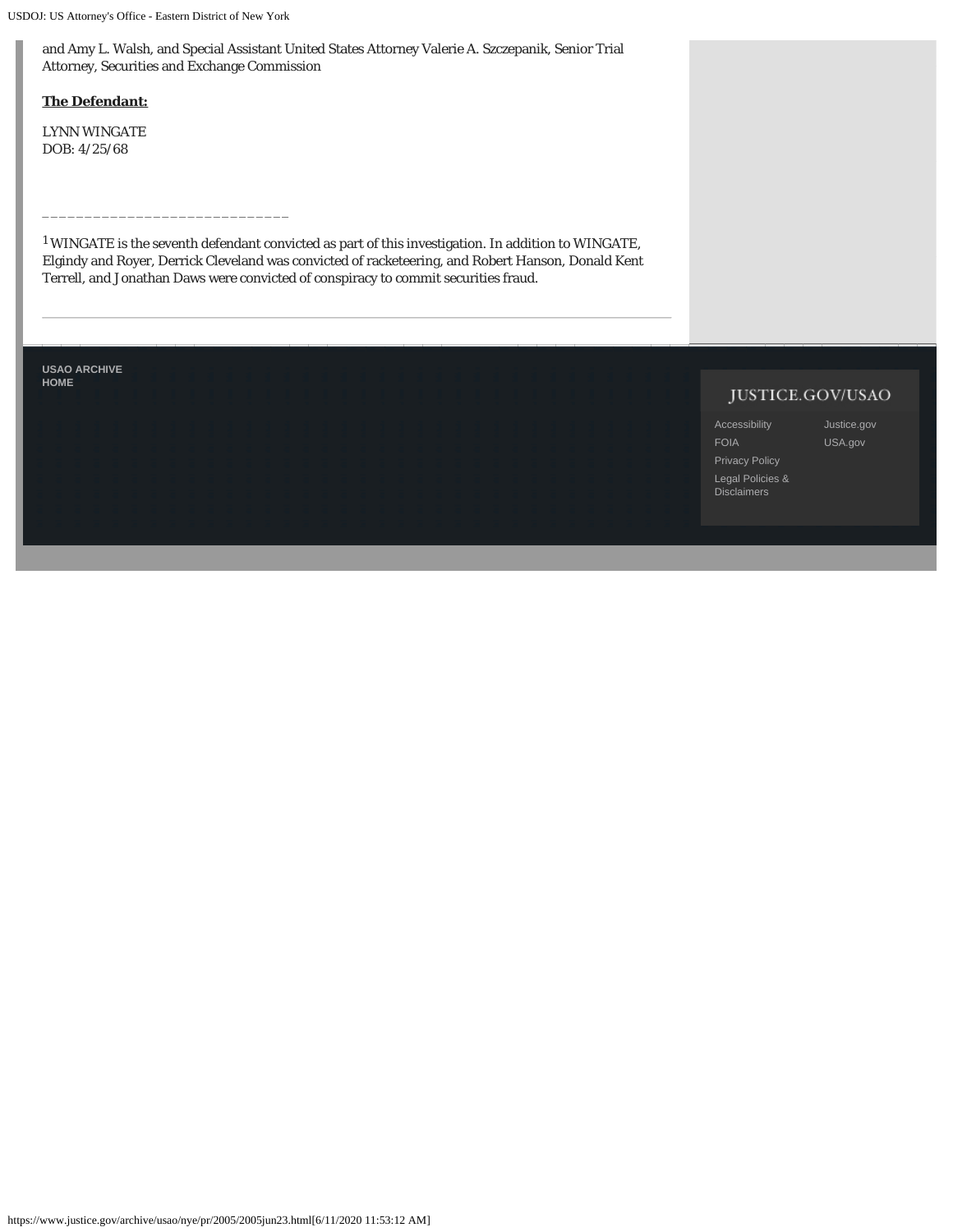and Amy L. Walsh, and Special Assistant United States Attorney Valerie A. Szczepanik, Senior Trial Attorney, Securities and Exchange Commission

**The Defendant:**

LYNN WINGATE
DOB: 4/25/68

______________________________

[1] WINGATE is the seventh defendant convicted as part of this investigation. In addition to WINGATE, Elgindy and Royer, Derrick Cleveland was convicted of racketeering, and Robert Hanson, Donald Kent Terrell, and Jonathan Daws were convicted of conspiracy to commit securities fraud.

USAO ARCHIVE
HOME

JUSTICE.GOV/USAO

Accessibility
FOIA
Privacy Policy
Legal Policies & Disclaimers

Justice.gov
USA.gov